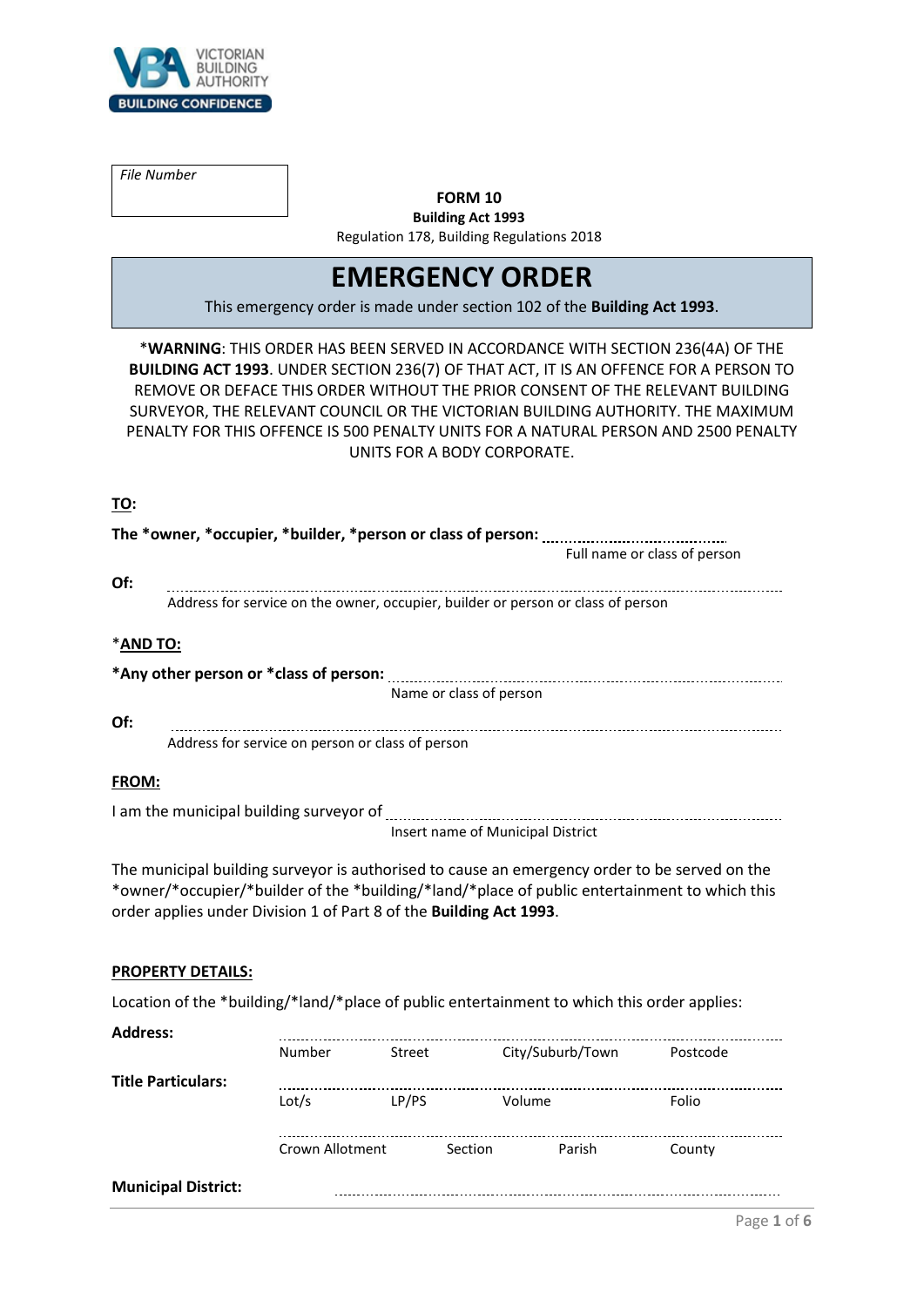VICTORIAN BUILDING AUTHORITY
BUILDING CONFIDENCE

| File Number |
|---|
| |

**FORM 10**
**Building Act 1993**
Regulation 178, Building Regulations 2018

# EMERGENCY ORDER

This emergency order is made under section 102 of the **Building Act 1993**.

*__WARNING__: THIS ORDER HAS BEEN SERVED IN ACCORDANCE WITH SECTION 236(4A) OF THE **BUILDING ACT 1993**. UNDER SECTION 236(7) OF THAT ACT, IT IS AN OFFENCE FOR A PERSON TO REMOVE OR DEFACE THIS ORDER WITHOUT THE PRIOR CONSENT OF THE RELEVANT BUILDING SURVEYOR, THE RELEVANT COUNCIL OR THE VICTORIAN BUILDING AUTHORITY. THE MAXIMUM PENALTY FOR THIS OFFENCE IS 500 PENALTY UNITS FOR A NATURAL PERSON AND 2500 PENALTY UNITS FOR A BODY CORPORATE.

**TO:**

**The *owner, *occupier, *builder, *person or class of person:** ..................................
Full name or class of person

**Of:** ..................................
Address for service on the owner, occupier, builder or person or class of person

***AND TO:**

***Any other person or *class of person:** ..................................
Name or class of person

**Of:** ..................................
Address for service on person or class of person

**FROM:**

I am the municipal building surveyor of ..................................
Insert name of Municipal District

The municipal building surveyor is authorised to cause an emergency order to be served on the *owner/*occupier/*builder of the *building/*land/*place of public entertainment to which this order applies under Division 1 of Part 8 of the **Building Act 1993**.

**PROPERTY DETAILS:**

Location of the *building/*land/*place of public entertainment to which this order applies:

**Address:** ..................................
Number | Street | City/Suburb/Town | Postcode

**Title Particulars:** ..................................
Lot/s | LP/PS | Volume | Folio

..................................
Crown Allotment | Section | Parish | County

**Municipal District:** ..................................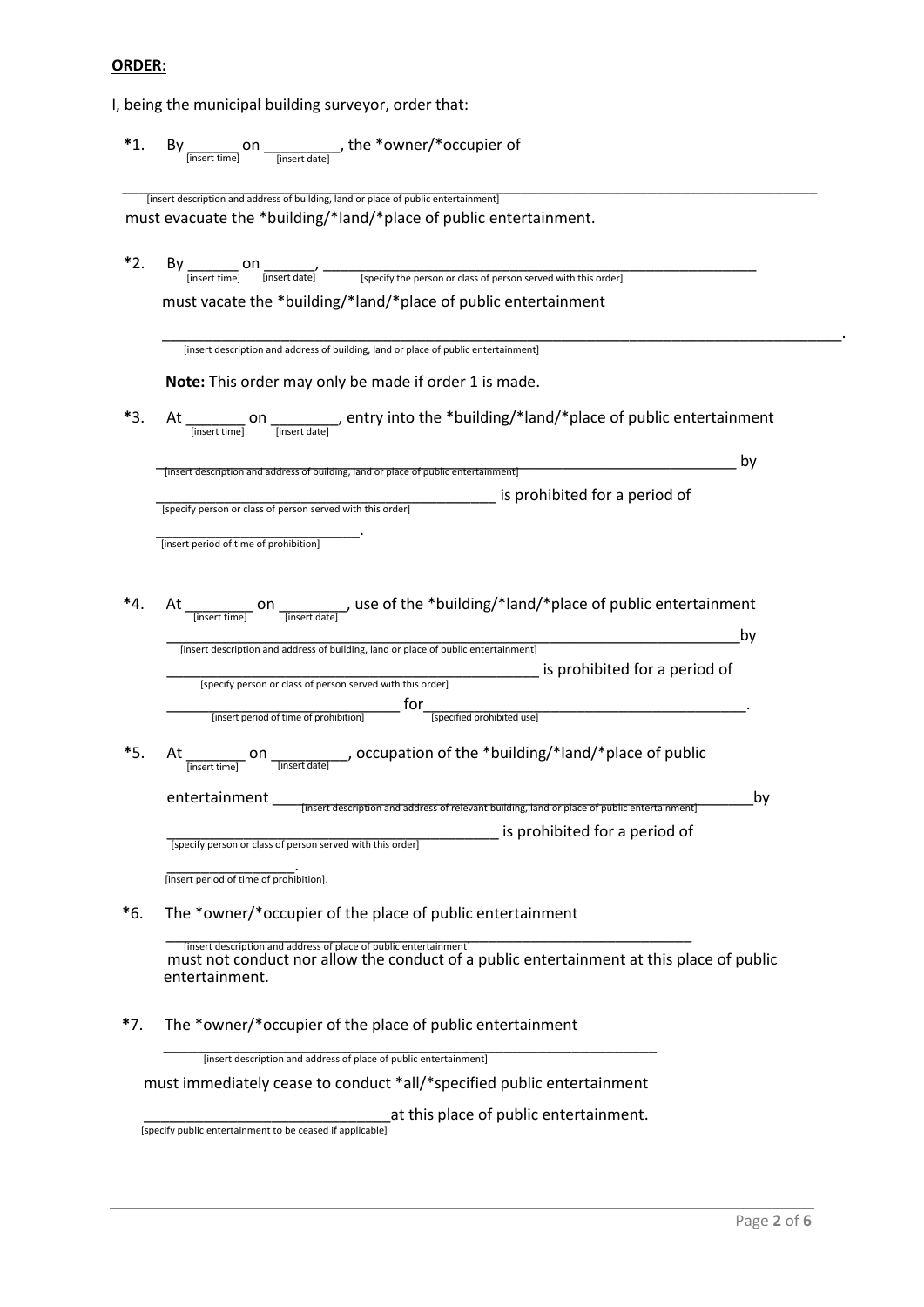**ORDER:**

I, being the municipal building surveyor, order that:

*1. By ______ on _________, the *owner/*occupier of
[insert time] [insert date]

_______________________________________________________________________________
[insert description and address of building, land or place of public entertainment]

must evacuate the *building/*land/*place of public entertainment.

*2. By ______ on ______, ________________________________________________________
[insert time] [insert date] [specify the person or class of person served with this order]

must vacate the *building/*land/*place of public entertainment

_______________________________________________________________________________.
[insert description and address of building, land or place of public entertainment]

**Note:** This order may only be made if order 1 is made.

*3. At _______ on ________, entry into the *building/*land/*place of public entertainment
[insert time] [insert date]

_______________________________________________________________________________ by
[insert description and address of building, land or place of public entertainment]

____________________________________________ is prohibited for a period of
[specify person or class of person served with this order]

___________________________.
[insert period of time of prohibition]

*4. At ________ on ________, use of the *building/*land/*place of public entertainment
[insert time] [insert date]

_______________________________________________________________________________by
[insert description and address of building, land or place of public entertainment]

____________________________________________ is prohibited for a period of
[specify person or class of person served with this order]

____________________________ for________________________________________.
[insert period of time of prohibition] [specified prohibited use]

*5. At _______ on _________, occupation of the *building/*land/*place of public
[insert time] [insert date]

entertainment _________________________________________________________________by
[insert description and address of relevant building, land or place of public entertainment]

____________________________________________ is prohibited for a period of
[specify person or class of person served with this order]

_______________.
[insert period of time of prohibition].

*6. The *owner/*occupier of the place of public entertainment

_____________________________________________________________________
[insert description and address of place of public entertainment]

must not conduct nor allow the conduct of a public entertainment at this place of public entertainment.

*7. The *owner/*occupier of the place of public entertainment

_____________________________________________________________________
[insert description and address of place of public entertainment]

must immediately cease to conduct *all/*specified public entertainment

______________________________at this place of public entertainment.
[specify public entertainment to be ceased if applicable]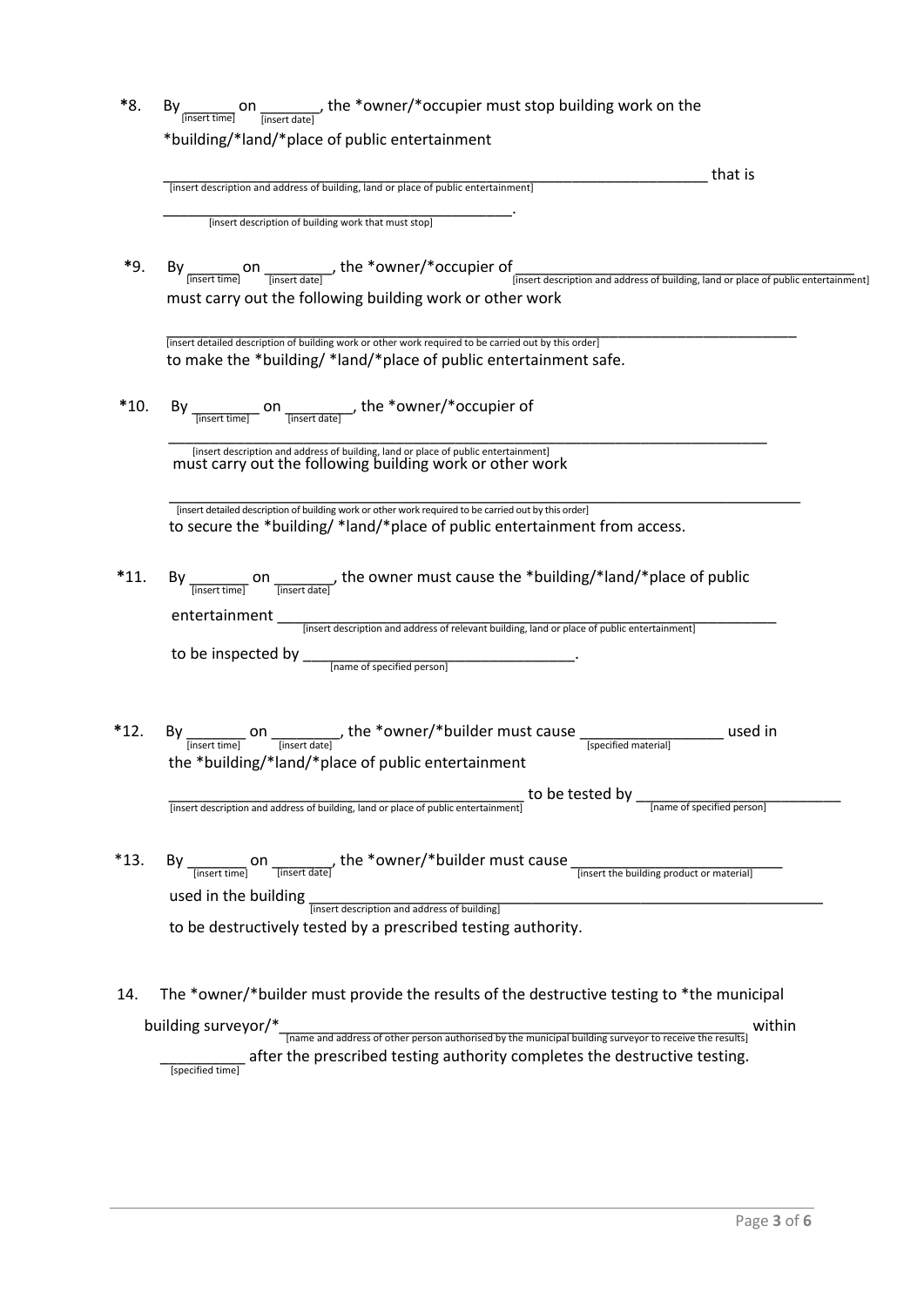*8. By _______ [insert time] on _______ [insert date], the *owner/*occupier must stop building work on the *building/*land/*place of public entertainment

_______________________________________________ [insert description and address of building, land or place of public entertainment] that is

_______________________________________________ [insert description of building work that must stop].

*9. By _______ [insert time] on _______ [insert date], the *owner/*occupier of _______________________________________________ [insert description and address of building, land or place of public entertainment] must carry out the following building work or other work

_______________________________________________ [insert detailed description of building work or other work required to be carried out by this order]

to make the *building/ *land/*place of public entertainment safe.

*10. By _______ [insert time] on _______ [insert date], the *owner/*occupier of

_______________________________________________ [insert description and address of building, land or place of public entertainment]

must carry out the following building work or other work

_______________________________________________ [insert detailed description of building work or other work required to be carried out by this order]

to secure the *building/ *land/*place of public entertainment from access.

*11. By _______ [insert time] on _______ [insert date], the owner must cause the *building/*land/*place of public entertainment _______________________________________________ [insert description and address of relevant building, land or place of public entertainment]

to be inspected by _______________________ [name of specified person].

*12. By _______ [insert time] on _______ [insert date], the *owner/*builder must cause _______________ [specified material] used in the *building/*land/*place of public entertainment

_______________________________________________ [insert description and address of building, land or place of public entertainment] to be tested by _______________________ [name of specified person]

*13. By _______ [insert time] on _______ [insert date], the *owner/*builder must cause _______________________ [insert the building product or material] used in the building _______________________________________________ [insert description and address of building]

to be destructively tested by a prescribed testing authority.

14. The *owner/*builder must provide the results of the destructive testing to *the municipal building surveyor/* _______________________________________________ [name and address of other person authorised by the municipal building surveyor to receive the results] within _________ [specified time] after the prescribed testing authority completes the destructive testing.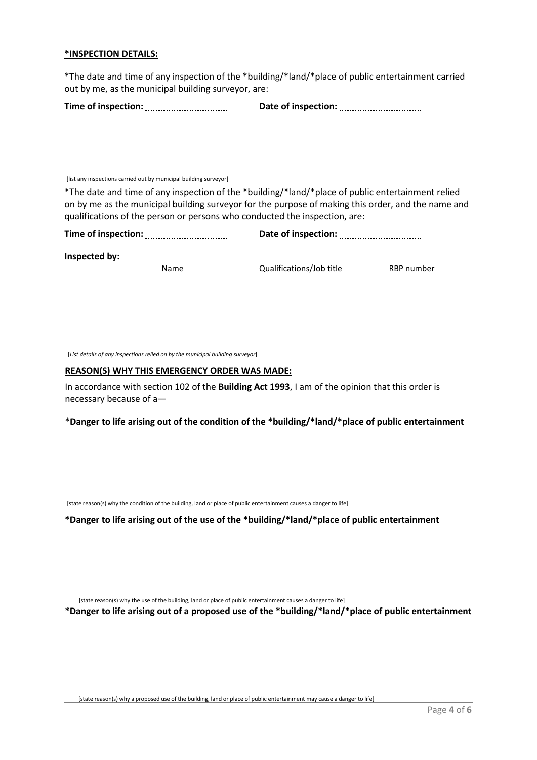**\*INSPECTION DETAILS:**

\*The date and time of any inspection of the \*building/\*land/\*place of public entertainment carried out by me, as the municipal building surveyor, are:

**Time of inspection:** ..................................... **Date of inspection:** .....................................

[list any inspections carried out by municipal building surveyor]

\*The date and time of any inspection of the \*building/\*land/\*place of public entertainment relied on by me as the municipal building surveyor for the purpose of making this order, and the name and qualifications of the person or persons who conducted the inspection, are:

**Time of inspection:** ..................................... **Date of inspection:** .....................................

**Inspected by:** ..........................................................................................................................

Name Qualifications/Job title RBP number

[*List details of any inspections relied on by the municipal building surveyor*]

**REASON(S) WHY THIS EMERGENCY ORDER WAS MADE:**

In accordance with section 102 of the **Building Act 1993**, I am of the opinion that this order is necessary because of a—

\***Danger to life arising out of the condition of the \*building/\*land/\*place of public entertainment**

[state reason(s) why the condition of the building, land or place of public entertainment causes a danger to life]

**\*Danger to life arising out of the use of the \*building/\*land/\*place of public entertainment**

[state reason(s) why the use of the building, land or place of public entertainment causes a danger to life]

**\*Danger to life arising out of a proposed use of the \*building/\*land/\*place of public entertainment**

[state reason(s) why a proposed use of the building, land or place of public entertainment may cause a danger to life]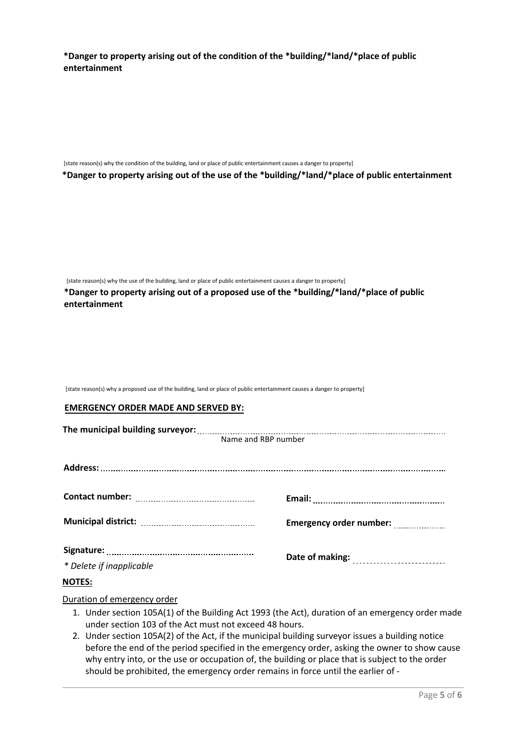**\*Danger to property arising out of the condition of the \*building/\*land/\*place of public entertainment**

[state reason(s) why the condition of the building, land or place of public entertainment causes a danger to property]

**\*Danger to property arising out of the use of the \*building/\*land/\*place of public entertainment**

[state reason(s) why the use of the building, land or place of public entertainment causes a danger to property]

**\*Danger to property arising out of a proposed use of the \*building/\*land/\*place of public entertainment**

[state reason(s) why a proposed use of the building, land or place of public entertainment causes a danger to property]

**<u>EMERGENCY ORDER MADE AND SERVED BY:</u>**

**The municipal building surveyor:** ..............................................................................................
Name and RBP number

**Address:** ..............................................................................................................................

**Contact number:** ..........................................  **Email:** ..........................................

**Municipal district:** ..........................................  **Emergency order number:** ..................

**Signature:** ..........................................  **Date of making:** ..........................

*\* Delete if inapplicable*

**<u>NOTES:</u>**

<u>Duration of emergency order</u>

1. Under section 105A(1) of the Building Act 1993 (the Act), duration of an emergency order made under section 103 of the Act must not exceed 48 hours.
2. Under section 105A(2) of the Act, if the municipal building surveyor issues a building notice before the end of the period specified in the emergency order, asking the owner to show cause why entry into, or the use or occupation of, the building or place that is subject to the order should be prohibited, the emergency order remains in force until the earlier of -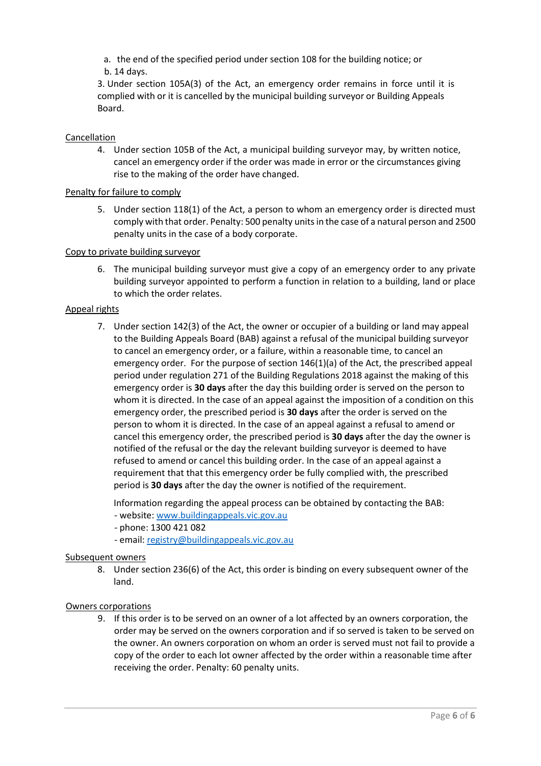a. the end of the specified period under section 108 for the building notice; or
b. 14 days.

3. Under section 105A(3) of the Act, an emergency order remains in force until it is complied with or it is cancelled by the municipal building surveyor or Building Appeals Board.

<u>Cancellation</u>

4. Under section 105B of the Act, a municipal building surveyor may, by written notice, cancel an emergency order if the order was made in error or the circumstances giving rise to the making of the order have changed.

<u>Penalty for failure to comply</u>

5. Under section 118(1) of the Act, a person to whom an emergency order is directed must comply with that order. Penalty: 500 penalty units in the case of a natural person and 2500 penalty units in the case of a body corporate.

<u>Copy to private building surveyor</u>

6. The municipal building surveyor must give a copy of an emergency order to any private building surveyor appointed to perform a function in relation to a building, land or place to which the order relates.

<u>Appeal rights</u>

7. Under section 142(3) of the Act, the owner or occupier of a building or land may appeal to the Building Appeals Board (BAB) against a refusal of the municipal building surveyor to cancel an emergency order, or a failure, within a reasonable time, to cancel an emergency order. For the purpose of section 146(1)(a) of the Act, the prescribed appeal period under regulation 271 of the Building Regulations 2018 against the making of this emergency order is **30 days** after the day this building order is served on the person to whom it is directed. In the case of an appeal against the imposition of a condition on this emergency order, the prescribed period is **30 days** after the order is served on the person to whom it is directed. In the case of an appeal against a refusal to amend or cancel this emergency order, the prescribed period is **30 days** after the day the owner is notified of the refusal or the day the relevant building surveyor is deemed to have refused to amend or cancel this building order. In the case of an appeal against a requirement that that this emergency order be fully complied with, the prescribed period is **30 days** after the day the owner is notified of the requirement.

   Information regarding the appeal process can be obtained by contacting the BAB:
   - website: www.buildingappeals.vic.gov.au
   - phone: 1300 421 082
   - email: registry@buildingappeals.vic.gov.au

<u>Subsequent owners</u>

8. Under section 236(6) of the Act, this order is binding on every subsequent owner of the land.

<u>Owners corporations</u>

9. If this order is to be served on an owner of a lot affected by an owners corporation, the order may be served on the owners corporation and if so served is taken to be served on the owner. An owners corporation on whom an order is served must not fail to provide a copy of the order to each lot owner affected by the order within a reasonable time after receiving the order. Penalty: 60 penalty units.